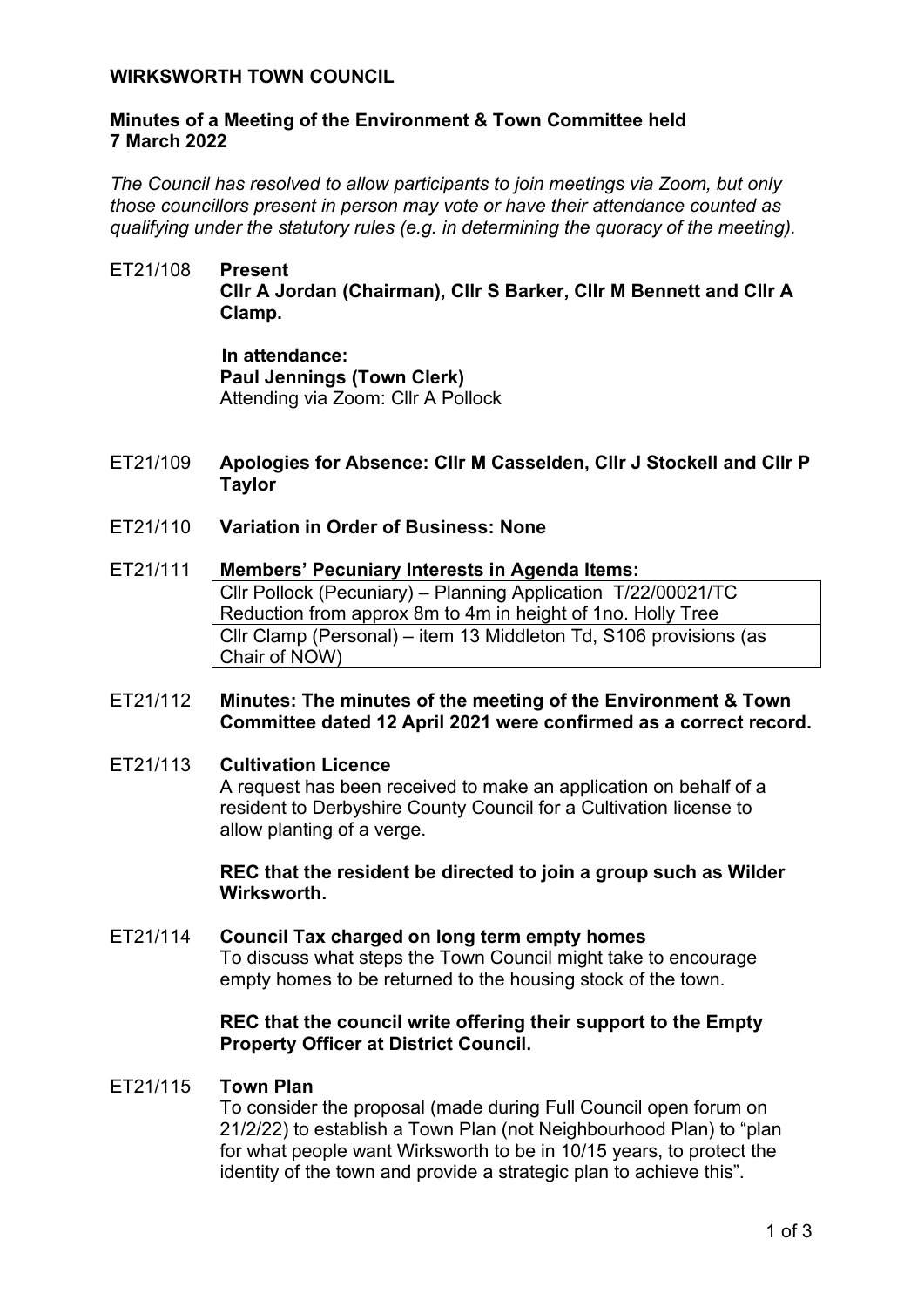**WIRKSWORTH TOWN COUNCIL**

**Minutes of a Meeting of the Environment & Town Committee held 7 March 2022**

*The Council has resolved to allow participants to join meetings via Zoom, but only those councillors present in person may vote or have their attendance counted as qualifying under the statutory rules (e.g. in determining the quoracy of the meeting).*

ET21/108 **Present**
**Cllr A Jordan (Chairman), Cllr S Barker, Cllr M Bennett and Cllr A Clamp.**

**In attendance:**
**Paul Jennings (Town Clerk)**
Attending via Zoom: Cllr A Pollock

ET21/109 **Apologies for Absence: Cllr M Casselden, Cllr J Stockell and Cllr P Taylor**

ET21/110 **Variation in Order of Business: None**

ET21/111 **Members' Pecuniary Interests in Agenda Items:**

| |
|---|
| Cllr Pollock (Pecuniary) – Planning Application T/22/00021/TC Reduction from approx 8m to 4m in height of 1no. Holly Tree |
| Cllr Clamp (Personal) – item 13 Middleton Td, S106 provisions (as Chair of NOW) |

ET21/112 **Minutes: The minutes of the meeting of the Environment & Town Committee dated 12 April 2021 were confirmed as a correct record.**

ET21/113 **Cultivation Licence**
A request has been received to make an application on behalf of a resident to Derbyshire County Council for a Cultivation license to allow planting of a verge.

**REC that the resident be directed to join a group such as Wilder Wirksworth.**

ET21/114 **Council Tax charged on long term empty homes**
To discuss what steps the Town Council might take to encourage empty homes to be returned to the housing stock of the town.

**REC that the council write offering their support to the Empty Property Officer at District Council.**

ET21/115 **Town Plan**
To consider the proposal (made during Full Council open forum on 21/2/22) to establish a Town Plan (not Neighbourhood Plan) to "plan for what people want Wirksworth to be in 10/15 years, to protect the identity of the town and provide a strategic plan to achieve this".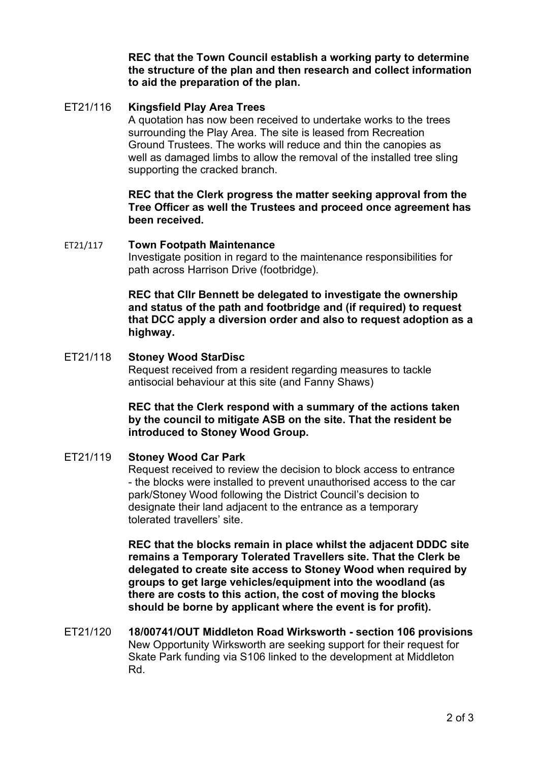**REC that the Town Council establish a working party to determine the structure of the plan and then research and collect information to aid the preparation of the plan.**

ET21/116 **Kingsfield Play Area Trees**

A quotation has now been received to undertake works to the trees surrounding the Play Area. The site is leased from Recreation Ground Trustees. The works will reduce and thin the canopies as well as damaged limbs to allow the removal of the installed tree sling supporting the cracked branch.

**REC that the Clerk progress the matter seeking approval from the Tree Officer as well the Trustees and proceed once agreement has been received.**

ET21/117 **Town Footpath Maintenance**

Investigate position in regard to the maintenance responsibilities for path across Harrison Drive (footbridge).

**REC that Cllr Bennett be delegated to investigate the ownership and status of the path and footbridge and (if required) to request that DCC apply a diversion order and also to request adoption as a highway.**

ET21/118 **Stoney Wood StarDisc**

Request received from a resident regarding measures to tackle antisocial behaviour at this site (and Fanny Shaws)

**REC that the Clerk respond with a summary of the actions taken by the council to mitigate ASB on the site. That the resident be introduced to Stoney Wood Group.**

ET21/119 **Stoney Wood Car Park**

Request received to review the decision to block access to entrance - the blocks were installed to prevent unauthorised access to the car park/Stoney Wood following the District Council's decision to designate their land adjacent to the entrance as a temporary tolerated travellers' site.

**REC that the blocks remain in place whilst the adjacent DDDC site remains a Temporary Tolerated Travellers site. That the Clerk be delegated to create site access to Stoney Wood when required by groups to get large vehicles/equipment into the woodland (as there are costs to this action, the cost of moving the blocks should be borne by applicant where the event is for profit).**

ET21/120 **18/00741/OUT Middleton Road Wirksworth - section 106 provisions**

New Opportunity Wirksworth are seeking support for their request for Skate Park funding via S106 linked to the development at Middleton Rd.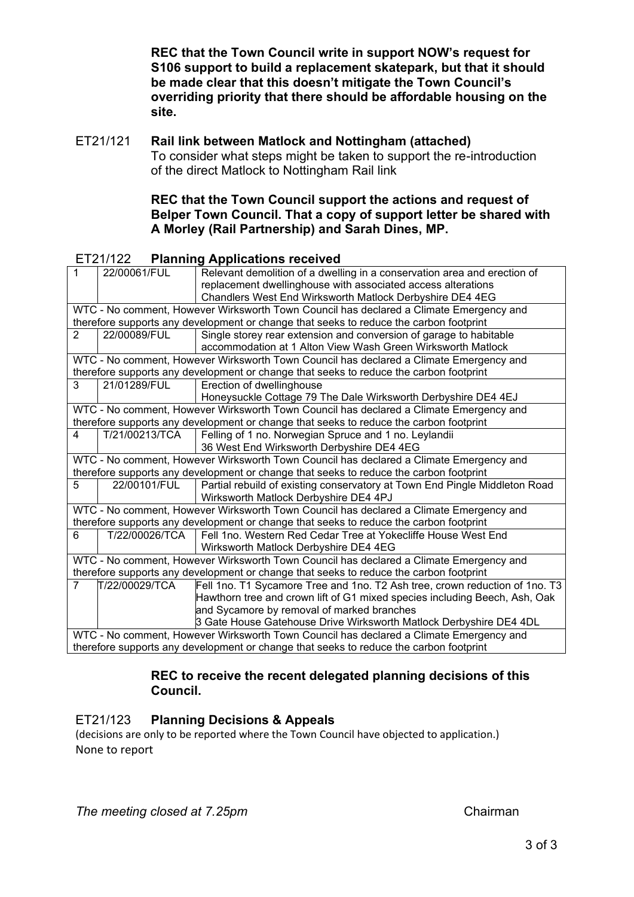**REC that the Town Council write in support NOW's request for S106 support to build a replacement skatepark, but that it should be made clear that this doesn't mitigate the Town Council's overriding priority that there should be affordable housing on the site.**

ET21/121 **Rail link between Matlock and Nottingham (attached)**
To consider what steps might be taken to support the re-introduction of the direct Matlock to Nottingham Rail link

**REC that the Town Council support the actions and request of Belper Town Council. That a copy of support letter be shared with A Morley (Rail Partnership) and Sarah Dines, MP.**

ET21/122 **Planning Applications received**

| | | |
|---|---|---|
| 1 | 22/00061/FUL | Relevant demolition of a dwelling in a conservation area and erection of replacement dwellinghouse with associated access alterations Chandlers West End Wirksworth Matlock Derbyshire DE4 4EG |
| WTC - No comment, However Wirksworth Town Council has declared a Climate Emergency and therefore supports any development or change that seeks to reduce the carbon footprint | | |
| 2 | 22/00089/FUL | Single storey rear extension and conversion of garage to habitable accommodation at 1 Alton View Wash Green Wirksworth Matlock |
| WTC - No comment, However Wirksworth Town Council has declared a Climate Emergency and therefore supports any development or change that seeks to reduce the carbon footprint | | |
| 3 | 21/01289/FUL | Erection of dwellinghouse Honeysuckle Cottage 79 The Dale Wirksworth Derbyshire DE4 4EJ |
| WTC - No comment, However Wirksworth Town Council has declared a Climate Emergency and therefore supports any development or change that seeks to reduce the carbon footprint | | |
| 4 | T/21/00213/TCA | Felling of 1 no. Norwegian Spruce and 1 no. Leylandii 36 West End Wirksworth Derbyshire DE4 4EG |
| WTC - No comment, However Wirksworth Town Council has declared a Climate Emergency and therefore supports any development or change that seeks to reduce the carbon footprint | | |
| 5 | 22/00101/FUL | Partial rebuild of existing conservatory at Town End Pingle Middleton Road Wirksworth Matlock Derbyshire DE4 4PJ |
| WTC - No comment, However Wirksworth Town Council has declared a Climate Emergency and therefore supports any development or change that seeks to reduce the carbon footprint | | |
| 6 | T/22/00026/TCA | Fell 1no. Western Red Cedar Tree at Yokecliffe House West End Wirksworth Matlock Derbyshire DE4 4EG |
| WTC - No comment, However Wirksworth Town Council has declared a Climate Emergency and therefore supports any development or change that seeks to reduce the carbon footprint | | |
| 7 | T/22/00029/TCA | Fell 1no. T1 Sycamore Tree and 1no. T2 Ash tree, crown reduction of 1no. T3 Hawthorn tree and crown lift of G1 mixed species including Beech, Ash, Oak and Sycamore by removal of marked branches 3 Gate House Gatehouse Drive Wirksworth Matlock Derbyshire DE4 4DL |
| WTC - No comment, However Wirksworth Town Council has declared a Climate Emergency and therefore supports any development or change that seeks to reduce the carbon footprint | | |

**REC to receive the recent delegated planning decisions of this Council.**

ET21/123 **Planning Decisions & Appeals**
(decisions are only to be reported where the Town Council have objected to application.)
None to report

*The meeting closed at 7.25pm* Chairman